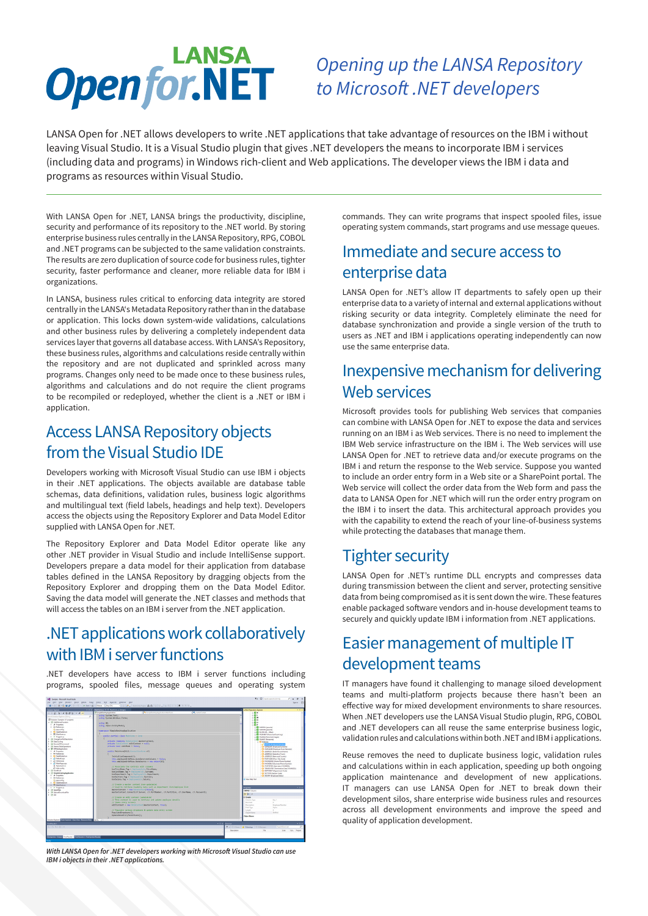# LANSA Open for.NET

*Opening up the LANSA Repository to Microsoft .NET developers*

LANSA Open for .NET allows developers to write .NET applications that take advantage of resources on the IBM i without leaving Visual Studio. It is a Visual Studio plugin that gives .NET developers the means to incorporate IBM i services (including data and programs) in Windows rich-client and Web applications. The developer views the IBM i data and programs as resources within Visual Studio.

With LANSA Open for .NET, LANSA brings the productivity, discipline, security and performance of its repository to the .NET world. By storing enterprise business rules centrally in the LANSA Repository, RPG, COBOL and .NET programs can be subjected to the same validation constraints. The results are zero duplication of source code for business rules, tighter security, faster performance and cleaner, more reliable data for IBM i organizations.

In LANSA, business rules critical to enforcing data integrity are stored centrally in the LANSA's Metadata Repository rather than in the database or application. This locks down system-wide validations, calculations and other business rules by delivering a completely independent data services layer that governs all database access. With LANSA's Repository, these business rules, algorithms and calculations reside centrally within the repository and are not duplicated and sprinkled across many programs. Changes only need to be made once to these business rules, algorithms and calculations and do not require the client programs to be recompiled or redeployed, whether the client is a .NET or IBM i application.

## Access LANSA Repository objects from the Visual Studio IDE

Developers working with Microsoft Visual Studio can use IBM i objects in their .NET applications. The objects available are database table schemas, data definitions, validation rules, business logic algorithms and multilingual text (field labels, headings and help text). Developers access the objects using the Repository Explorer and Data Model Editor supplied with LANSA Open for .NET.

The Repository Explorer and Data Model Editor operate like any other .NET provider in Visual Studio and include IntelliSense support. Developers prepare a data model for their application from database tables defined in the LANSA Repository by dragging objects from the Repository Explorer and dropping them on the Data Model Editor. Saving the data model will generate the .NET classes and methods that will access the tables on an IBM i server from the .NET application.

## .NET applications work collaboratively with IBM i server functions

.NET developers have access to IBM i server functions including programs, spooled files, message queues and operating system commands. They can write programs that inspect spooled files, issue operating system commands, start programs and use message queues.

*With LANSA Open for .NET developers working with Microsoft Visual Studio can use IBM i objects in their .NET applications.*

## Immediate and secure access to enterprise data

LANSA Open for .NET's allow IT departments to safely open up their enterprise data to a variety of internal and external applications without risking security or data integrity. Completely eliminate the need for database synchronization and provide a single version of the truth to users as .NET and IBM i applications operating independently can now use the same enterprise data.

## Inexpensive mechanism for delivering Web services

Microsoft provides tools for publishing Web services that companies can combine with LANSA Open for .NET to expose the data and services running on an IBM i as Web services. There is no need to implement the IBM Web service infrastructure on the IBM i. The Web services will use LANSA Open for .NET to retrieve data and/or execute programs on the IBM i and return the response to the Web service. Suppose you wanted to include an order entry form in a Web site or a SharePoint portal. The Web service will collect the order data from the Web form and pass the data to LANSA Open for .NET which will run the order entry program on the IBM i to insert the data. This architectural approach provides you with the capability to extend the reach of your line-of-business systems while protecting the databases that manage them.

## Tighter security

LANSA Open for .NET's runtime DLL encrypts and compresses data during transmission between the client and server, protecting sensitive data from being compromised as it is sent down the wire. These features enable packaged software vendors and in-house development teams to securely and quickly update IBM i information from .NET applications.

## Easier management of multiple IT development teams

IT managers have found it challenging to manage siloed development teams and multi-platform projects because there hasn't been an effective way for mixed development environments to share resources. When .NET developers use the LANSA Visual Studio plugin, RPG, COBOL and .NET developers can all reuse the same enterprise business logic, validation rules and calculations within both .NET and IBM i applications.

Reuse removes the need to duplicate business logic, validation rules and calculations within in each application, speeding up both ongoing application maintenance and development of new applications. IT managers can use LANSA Open for .NET to break down their development silos, share enterprise wide business rules and resources across all development environments and improve the speed and quality of application development.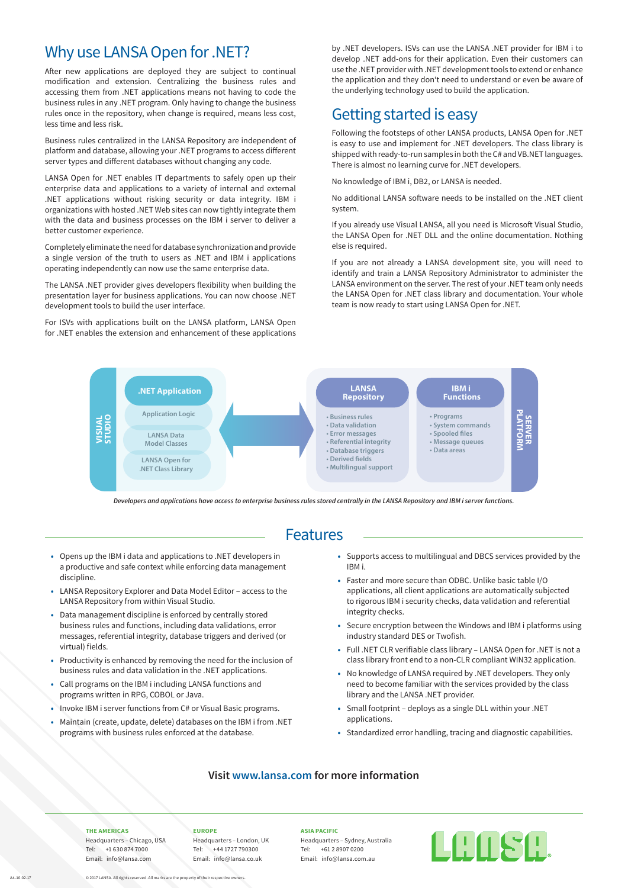## Why use LANSA Open for .NET?

After new applications are deployed they are subject to continual modification and extension. Centralizing the business rules and accessing them from .NET applications means not having to code the business rules in any .NET program. Only having to change the business rules once in the repository, when change is required, means less cost, less time and less risk.

Business rules centralized in the LANSA Repository are independent of platform and database, allowing your .NET programs to access different server types and different databases without changing any code.

LANSA Open for .NET enables IT departments to safely open up their enterprise data and applications to a variety of internal and external .NET applications without risking security or data integrity. IBM i organizations with hosted .NET Web sites can now tightly integrate them with the data and business processes on the IBM i server to deliver a better customer experience.

Completely eliminate the need for database synchronization and provide a single version of the truth to users as .NET and IBM i applications operating independently can now use the same enterprise data.

The LANSA .NET provider gives developers flexibility when building the presentation layer for business applications. You can now choose .NET development tools to build the user interface.

For ISVs with applications built on the LANSA platform, LANSA Open for .NET enables the extension and enhancement of these applications by .NET developers. ISVs can use the LANSA .NET provider for IBM i to develop .NET add-ons for their application. Even their customers can use the .NET provider with .NET development tools to extend or enhance the application and they don't need to understand or even be aware of the underlying technology used to build the application.

## Getting started is easy

Following the footsteps of other LANSA products, LANSA Open for .NET is easy to use and implement for .NET developers. The class library is shipped with ready-to-run samples in both the C# and VB.NET languages. There is almost no learning curve for .NET developers.

No knowledge of IBM i, DB2, or LANSA is needed.

No additional LANSA software needs to be installed on the .NET client system.

If you already use Visual LANSA, all you need is Microsoft Visual Studio, the LANSA Open for .NET DLL and the online documentation. Nothing else is required.

If you are not already a LANSA development site, you will need to identify and train a LANSA Repository Administrator to administer the LANSA environment on the server. The rest of your .NET team only needs the LANSA Open for .NET class library and documentation. Your whole team is now ready to start using LANSA Open for .NET.

VISUAL STUDIO

.NET Application

Application Logic

LANSA Data Model Classes

LANSA Open for .NET Class Library

LANSA Repository

- Business rules
- Data validation
- Error messages
- Referential integrity
- Database triggers
- Derived fields
- Multilingual support

IBM i Functions

- Programs
- System commands
- Spooled files
- Message queues
- Data areas

SERVER PLATFORM

*Developers and applications have access to enterprise business rules stored centrally in the LANSA Repository and IBM i server functions.*

## Features

- Opens up the IBM i data and applications to .NET developers in a productive and safe context while enforcing data management discipline.
- LANSA Repository Explorer and Data Model Editor – access to the LANSA Repository from within Visual Studio.
- Data management discipline is enforced by centrally stored business rules and functions, including data validations, error messages, referential integrity, database triggers and derived (or virtual) fields.
- Productivity is enhanced by removing the need for the inclusion of business rules and data validation in the .NET applications.
- Call programs on the IBM i including LANSA functions and programs written in RPG, COBOL or Java.
- Invoke IBM i server functions from C# or Visual Basic programs.
- Maintain (create, update, delete) databases on the IBM i from .NET programs with business rules enforced at the database.
- Supports access to multilingual and DBCS services provided by the IBM i.
- Faster and more secure than ODBC. Unlike basic table I/O applications, all client applications are automatically subjected to rigorous IBM i security checks, data validation and referential integrity checks.
- Secure encryption between the Windows and IBM i platforms using industry standard DES or Twofish.
- Full .NET CLR verifiable class library – LANSA Open for .NET is not a class library front end to a non-CLR compliant WIN32 application.
- No knowledge of LANSA required by .NET developers. They only need to become familiar with the services provided by the class library and the LANSA .NET provider.
- Small footprint – deploys as a single DLL within your .NET applications.
- Standardized error handling, tracing and diagnostic capabilities.

**Visit www.lansa.com for more information**

**THE AMERICAS**
Headquarters – Chicago, USA
Tel: +1 630 874 7000
Email: info@lansa.com

**EUROPE**
Headquarters – London, UK
Tel: +44 1727 790300
Email: info@lansa.co.uk

**ASIA PACIFIC**
Headquarters – Sydney, Australia
Tel: +61 2 8907 0200
Email: info@lansa.com.au

LANSA®

A4-10.02.17

© 2017 LANSA. All rights reserved. All marks are the property of their respective owners.